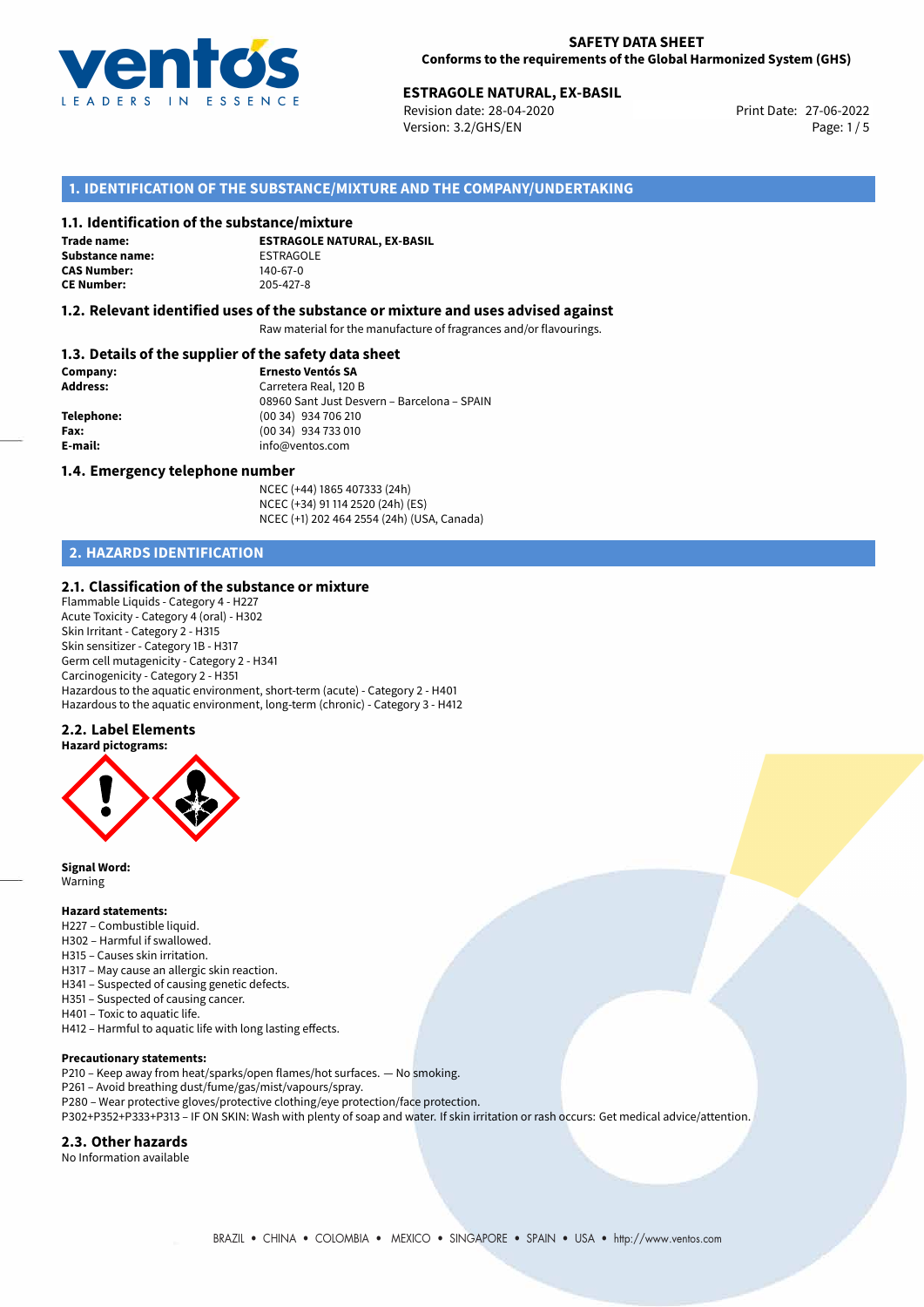**SAFETY DATA SHEET**
**Conforms to the requirements of the Global Harmonized System (GHS)**

**ESTRAGOLE NATURAL, EX-BASIL**
Revision date: 28-04-2020
Version: 3.2/GHS/EN
Print Date: 27-06-2022

## 1. IDENTIFICATION OF THE SUBSTANCE/MIXTURE AND THE COMPANY/UNDERTAKING

### 1.1. Identification of the substance/mixture

**Trade name:** **ESTRAGOLE NATURAL, EX-BASIL**
**Substance name:** ESTRAGOLE
**CAS Number:** 140-67-0
**CE Number:** 205-427-8

### 1.2. Relevant identified uses of the substance or mixture and uses advised against

Raw material for the manufacture of fragrances and/or flavourings.

### 1.3. Details of the supplier of the safety data sheet

**Company:** **Ernesto Ventós SA**
**Address:** Carretera Real, 120 B
08960 Sant Just Desvern – Barcelona – SPAIN
**Telephone:** (00 34) 934 706 210
**Fax:** (00 34) 934 733 010
**E-mail:** info@ventos.com

### 1.4. Emergency telephone number

NCEC (+44) 1865 407333 (24h)
NCEC (+34) 91 114 2520 (24h) (ES)
NCEC (+1) 202 464 2554 (24h) (USA, Canada)

## 2. HAZARDS IDENTIFICATION

### 2.1. Classification of the substance or mixture

Flammable Liquids - Category 4 - H227
Acute Toxicity - Category 4 (oral) - H302
Skin Irritant - Category 2 - H315
Skin sensitizer - Category 1B - H317
Germ cell mutagenicity - Category 2 - H341
Carcinogenicity - Category 2 - H351
Hazardous to the aquatic environment, short-term (acute) - Category 2 - H401
Hazardous to the aquatic environment, long-term (chronic) - Category 3 - H412

### 2.2. Label Elements

**Hazard pictograms:**

**Signal Word:**
Warning

**Hazard statements:**
H227 – Combustible liquid.
H302 – Harmful if swallowed.
H315 – Causes skin irritation.
H317 – May cause an allergic skin reaction.
H341 – Suspected of causing genetic defects.
H351 – Suspected of causing cancer.
H401 – Toxic to aquatic life.
H412 – Harmful to aquatic life with long lasting effects.

**Precautionary statements:**
P210 – Keep away from heat/sparks/open flames/hot surfaces. — No smoking.
P261 – Avoid breathing dust/fume/gas/mist/vapours/spray.
P280 – Wear protective gloves/protective clothing/eye protection/face protection.
P302+P352+P333+P313 – IF ON SKIN: Wash with plenty of soap and water. If skin irritation or rash occurs: Get medical advice/attention.

### 2.3. Other hazards

No Information available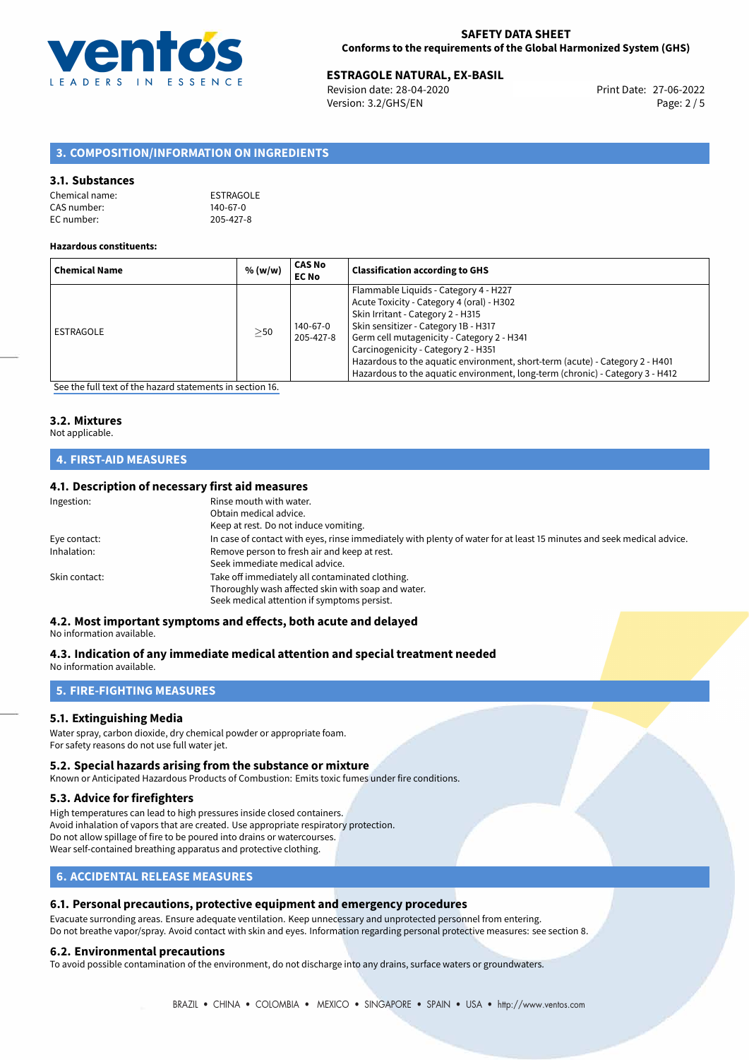## 3. COMPOSITION/INFORMATION ON INGREDIENTS

### 3.1. Substances

Chemical name: ESTRAGOLE
CAS number: 140-67-0
EC number: 205-427-8

**Hazardous constituents:**

| Chemical Name | % (w/w) | CAS No EC No | Classification according to GHS |
|---|---|---|---|
| ESTRAGOLE | ≥50 | 140-67-0 205-427-8 | Flammable Liquids - Category 4 - H227<br>Acute Toxicity - Category 4 (oral) - H302<br>Skin Irritant - Category 2 - H315<br>Skin sensitizer - Category 1B - H317<br>Germ cell mutagenicity - Category 2 - H341<br>Carcinogenicity - Category 2 - H351<br>Hazardous to the aquatic environment, short-term (acute) - Category 2 - H401<br>Hazardous to the aquatic environment, long-term (chronic) - Category 3 - H412 |

See the full text of the hazard statements in section 16.

### 3.2. Mixtures

Not applicable.

## 4. FIRST-AID MEASURES

### 4.1. Description of necessary first aid measures

Ingestion: Rinse mouth with water.
Obtain medical advice.
Keep at rest. Do not induce vomiting.

Eye contact: In case of contact with eyes, rinse immediately with plenty of water for at least 15 minutes and seek medical advice.

Inhalation: Remove person to fresh air and keep at rest.
Seek immediate medical advice.

Skin contact: Take off immediately all contaminated clothing.
Thoroughly wash affected skin with soap and water.
Seek medical attention if symptoms persist.

### 4.2. Most important symptoms and effects, both acute and delayed

No information available.

### 4.3. Indication of any immediate medical attention and special treatment needed

No information available.

## 5. FIRE-FIGHTING MEASURES

### 5.1. Extinguishing Media

Water spray, carbon dioxide, dry chemical powder or appropriate foam.
For safety reasons do not use full water jet.

### 5.2. Special hazards arising from the substance or mixture

Known or Anticipated Hazardous Products of Combustion: Emits toxic fumes under fire conditions.

### 5.3. Advice for firefighters

High temperatures can lead to high pressures inside closed containers.
Avoid inhalation of vapors that are created. Use appropriate respiratory protection.
Do not allow spillage of fire to be poured into drains or watercourses.
Wear self-contained breathing apparatus and protective clothing.

## 6. ACCIDENTAL RELEASE MEASURES

### 6.1. Personal precautions, protective equipment and emergency procedures

Evacuate surrounding areas. Ensure adequate ventilation. Keep unnecessary and unprotected personnel from entering.
Do not breathe vapor/spray. Avoid contact with skin and eyes. Information regarding personal protective measures: see section 8.

### 6.2. Environmental precautions

To avoid possible contamination of the environment, do not discharge into any drains, surface waters or groundwaters.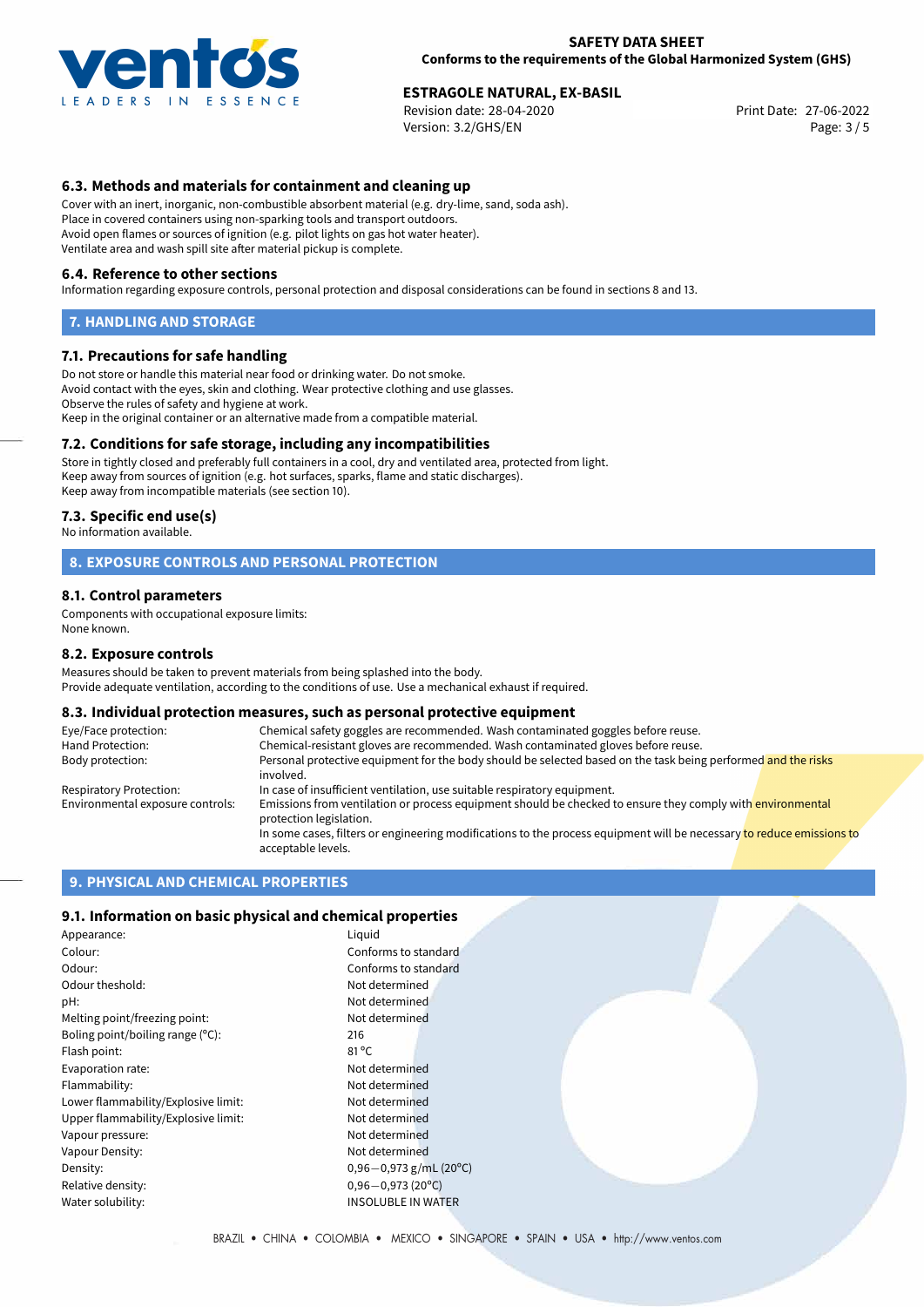### 6.3. Methods and materials for containment and cleaning up

Cover with an inert, inorganic, non-combustible absorbent material (e.g. dry-lime, sand, soda ash).
Place in covered containers using non-sparking tools and transport outdoors.
Avoid open flames or sources of ignition (e.g. pilot lights on gas hot water heater).
Ventilate area and wash spill site after material pickup is complete.

### 6.4. Reference to other sections

Information regarding exposure controls, personal protection and disposal considerations can be found in sections 8 and 13.

## 7. HANDLING AND STORAGE

### 7.1. Precautions for safe handling

Do not store or handle this material near food or drinking water. Do not smoke.
Avoid contact with the eyes, skin and clothing. Wear protective clothing and use glasses.
Observe the rules of safety and hygiene at work.
Keep in the original container or an alternative made from a compatible material.

### 7.2. Conditions for safe storage, including any incompatibilities

Store in tightly closed and preferably full containers in a cool, dry and ventilated area, protected from light.
Keep away from sources of ignition (e.g. hot surfaces, sparks, flame and static discharges).
Keep away from incompatible materials (see section 10).

### 7.3. Specific end use(s)

No information available.

## 8. EXPOSURE CONTROLS AND PERSONAL PROTECTION

### 8.1. Control parameters

Components with occupational exposure limits:
None known.

### 8.2. Exposure controls

Measures should be taken to prevent materials from being splashed into the body.
Provide adequate ventilation, according to the conditions of use. Use a mechanical exhaust if required.

### 8.3. Individual protection measures, such as personal protective equipment

| | |
|---|---|
| Eye/Face protection: | Chemical safety goggles are recommended. Wash contaminated goggles before reuse. |
| Hand Protection: | Chemical-resistant gloves are recommended. Wash contaminated gloves before reuse. |
| Body protection: | Personal protective equipment for the body should be selected based on the task being performed and the risks involved. |
| Respiratory Protection: | In case of insufficient ventilation, use suitable respiratory equipment. |
| Environmental exposure controls: | Emissions from ventilation or process equipment should be checked to ensure they comply with environmental protection legislation. In some cases, filters or engineering modifications to the process equipment will be necessary to reduce emissions to acceptable levels. |

## 9. PHYSICAL AND CHEMICAL PROPERTIES

### 9.1. Information on basic physical and chemical properties

| | |
|---|---|
| Appearance: | Liquid |
| Colour: | Conforms to standard |
| Odour: | Conforms to standard |
| Odour theshold: | Not determined |
| pH: | Not determined |
| Melting point/freezing point: | Not determined |
| Boling point/boiling range (°C): | 216 |
| Flash point: | 81 °C |
| Evaporation rate: | Not determined |
| Flammability: | Not determined |
| Lower flammability/Explosive limit: | Not determined |
| Upper flammability/Explosive limit: | Not determined |
| Vapour pressure: | Not determined |
| Vapour Density: | Not determined |
| Density: | 0,96−0,973 g/mL (20°C) |
| Relative density: | 0,96−0,973 (20°C) |
| Water solubility: | INSOLUBLE IN WATER |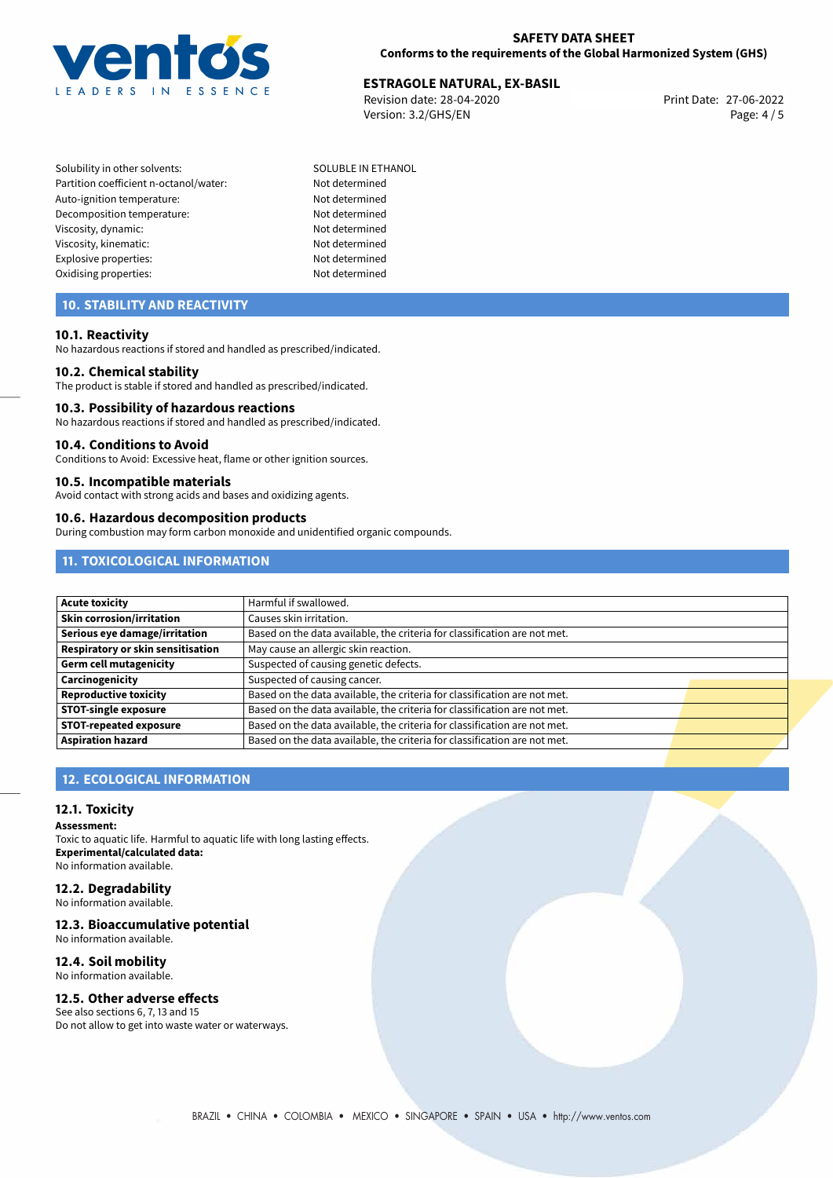| | |
|---|---|
| Solubility in other solvents: | SOLUBLE IN ETHANOL |
| Partition coefficient n-octanol/water: | Not determined |
| Auto-ignition temperature: | Not determined |
| Decomposition temperature: | Not determined |
| Viscosity, dynamic: | Not determined |
| Viscosity, kinematic: | Not determined |
| Explosive properties: | Not determined |
| Oxidising properties: | Not determined |

## 10. STABILITY AND REACTIVITY

### 10.1. Reactivity
No hazardous reactions if stored and handled as prescribed/indicated.

### 10.2. Chemical stability
The product is stable if stored and handled as prescribed/indicated.

### 10.3. Possibility of hazardous reactions
No hazardous reactions if stored and handled as prescribed/indicated.

### 10.4. Conditions to Avoid
Conditions to Avoid: Excessive heat, flame or other ignition sources.

### 10.5. Incompatible materials
Avoid contact with strong acids and bases and oxidizing agents.

### 10.6. Hazardous decomposition products
During combustion may form carbon monoxide and unidentified organic compounds.

## 11. TOXICOLOGICAL INFORMATION

| | |
|---|---|
| **Acute toxicity** | Harmful if swallowed. |
| **Skin corrosion/irritation** | Causes skin irritation. |
| **Serious eye damage/irritation** | Based on the data available, the criteria for classification are not met. |
| **Respiratory or skin sensitisation** | May cause an allergic skin reaction. |
| **Germ cell mutagenicity** | Suspected of causing genetic defects. |
| **Carcinogenicity** | Suspected of causing cancer. |
| **Reproductive toxicity** | Based on the data available, the criteria for classification are not met. |
| **STOT-single exposure** | Based on the data available, the criteria for classification are not met. |
| **STOT-repeated exposure** | Based on the data available, the criteria for classification are not met. |
| **Aspiration hazard** | Based on the data available, the criteria for classification are not met. |

## 12. ECOLOGICAL INFORMATION

### 12.1. Toxicity
**Assessment:**
Toxic to aquatic life. Harmful to aquatic life with long lasting effects.
**Experimental/calculated data:**
No information available.

### 12.2. Degradability
No information available.

### 12.3. Bioaccumulative potential
No information available.

### 12.4. Soil mobility
No information available.

### 12.5. Other adverse effects
See also sections 6, 7, 13 and 15
Do not allow to get into waste water or waterways.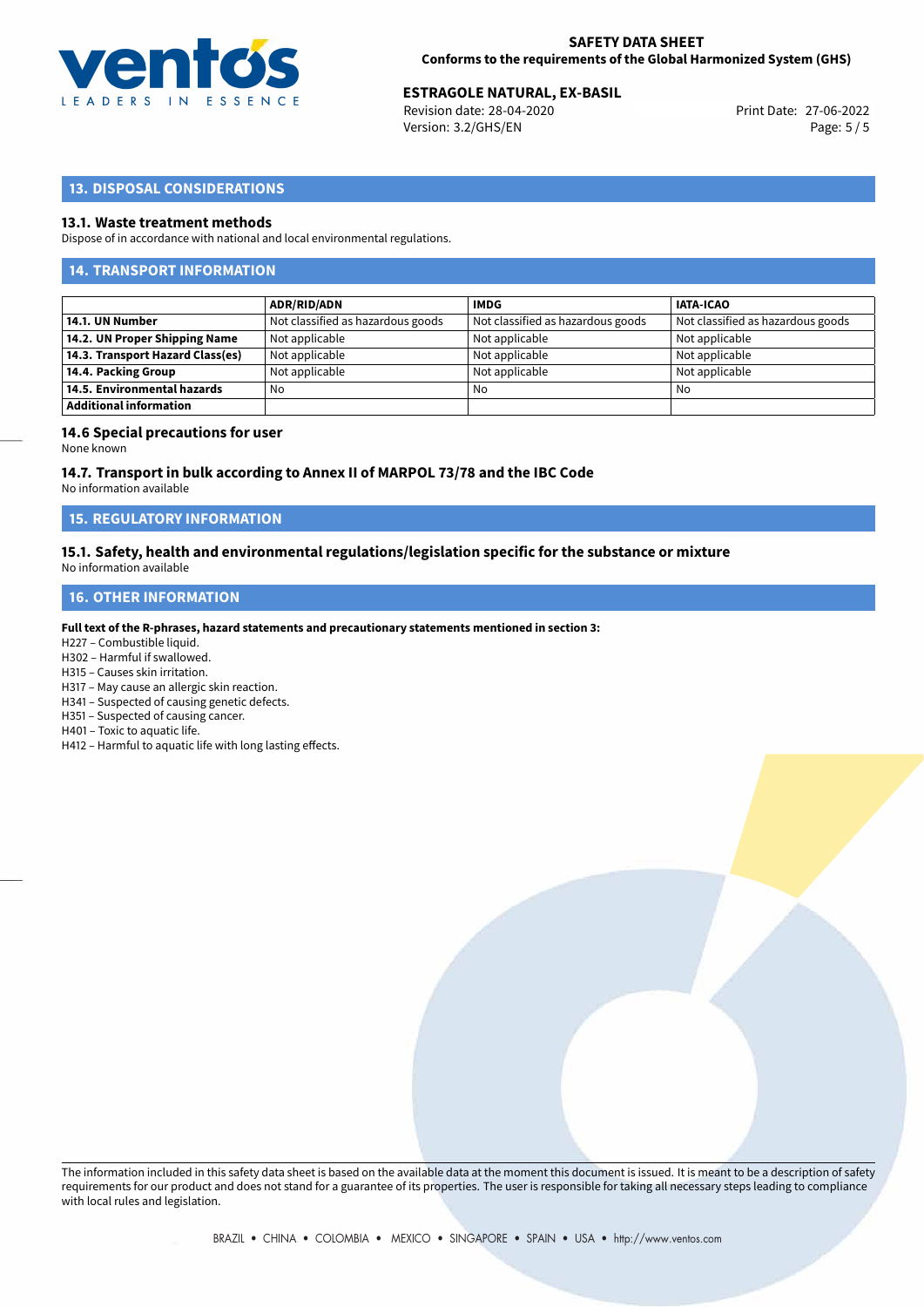## 13. DISPOSAL CONSIDERATIONS

### 13.1. Waste treatment methods

Dispose of in accordance with national and local environmental regulations.

## 14. TRANSPORT INFORMATION

| | ADR/RID/ADN | IMDG | IATA-ICAO |
|---|---|---|---|
| **14.1. UN Number** | Not classified as hazardous goods | Not classified as hazardous goods | Not classified as hazardous goods |
| **14.2. UN Proper Shipping Name** | Not applicable | Not applicable | Not applicable |
| **14.3. Transport Hazard Class(es)** | Not applicable | Not applicable | Not applicable |
| **14.4. Packing Group** | Not applicable | Not applicable | Not applicable |
| **14.5. Environmental hazards** | No | No | No |
| **Additional information** | | | |

### 14.6 Special precautions for user

None known

### 14.7. Transport in bulk according to Annex II of MARPOL 73/78 and the IBC Code

No information available

## 15. REGULATORY INFORMATION

### 15.1. Safety, health and environmental regulations/legislation specific for the substance or mixture

No information available

## 16. OTHER INFORMATION

**Full text of the R-phrases, hazard statements and precautionary statements mentioned in section 3:**

H227 – Combustible liquid.
H302 – Harmful if swallowed.
H315 – Causes skin irritation.
H317 – May cause an allergic skin reaction.
H341 – Suspected of causing genetic defects.
H351 – Suspected of causing cancer.
H401 – Toxic to aquatic life.
H412 – Harmful to aquatic life with long lasting effects.

The information included in this safety data sheet is based on the available data at the moment this document is issued. It is meant to be a description of safety requirements for our product and does not stand for a guarantee of its properties. The user is responsible for taking all necessary steps leading to compliance with local rules and legislation.